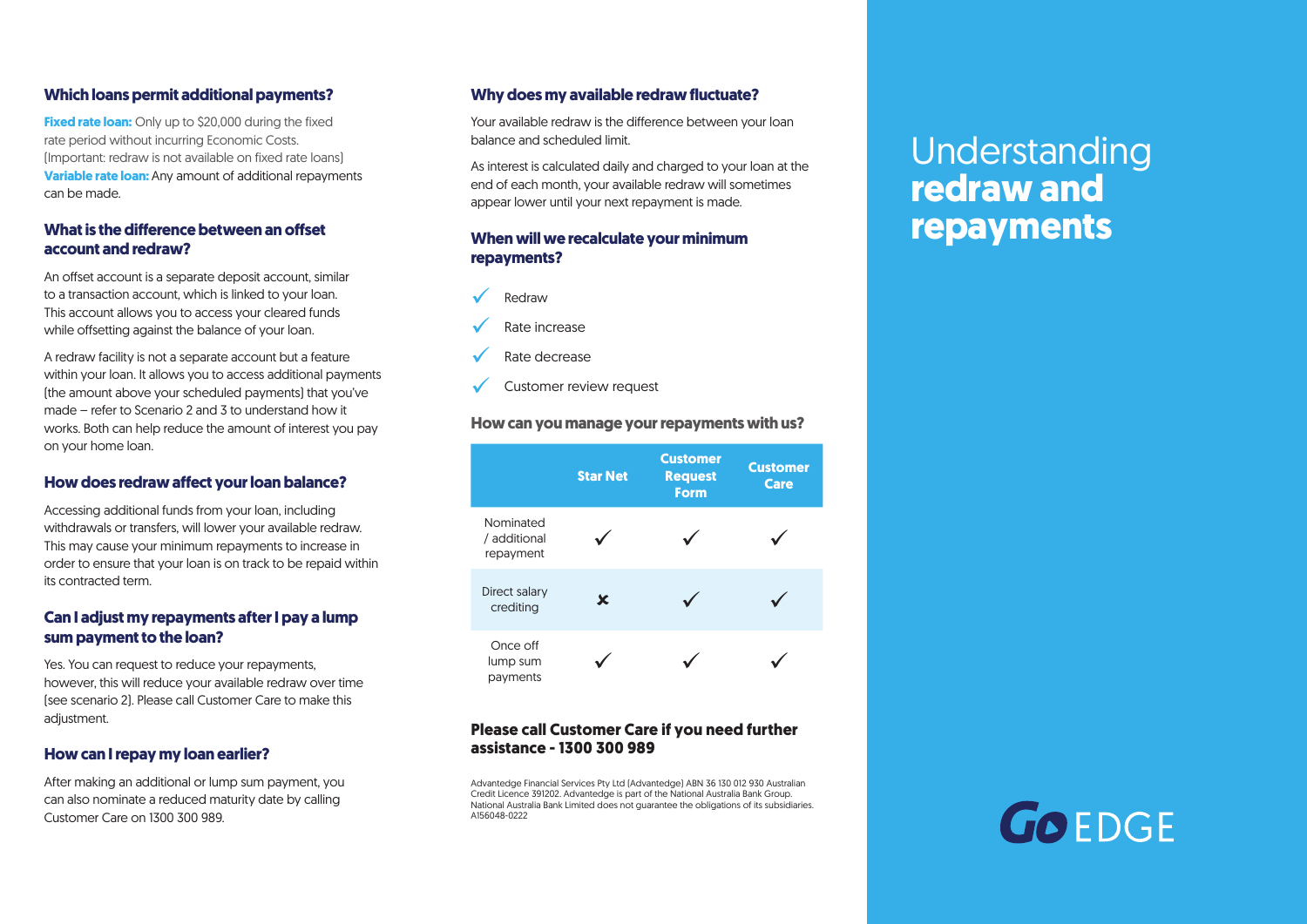# Understanding **redraw and repayments**

## Which loans permit additional payments?

**Fixed rate loan:** Only up to $20,000 during the fixed rate period without incurring Economic Costs. (Important: redraw is not available on fixed rate loans)

**Variable rate loan:** Any amount of additional repayments can be made.

## What is the difference between an offset account and redraw?

An offset account is a separate deposit account, similar to a transaction account, which is linked to your loan. This account allows you to access your cleared funds while offsetting against the balance of your loan.

A redraw facility is not a separate account but a feature within your loan. It allows you to access additional payments (the amount above your scheduled payments) that you've made – refer to Scenario 2 and 3 to understand how it works. Both can help reduce the amount of interest you pay on your home loan.

## How does redraw affect your loan balance?

Accessing additional funds from your loan, including withdrawals or transfers, will lower your available redraw. This may cause your minimum repayments to increase in order to ensure that your loan is on track to be repaid within its contracted term.

## Can I adjust my repayments after I pay a lump sum payment to the loan?

Yes. You can request to reduce your repayments, however, this will reduce your available redraw over time (see scenario 2). Please call Customer Care to make this adjustment.

## How can I repay my loan earlier?

After making an additional or lump sum payment, you can also nominate a reduced maturity date by calling Customer Care on 1300 300 989.

## Why does my available redraw fluctuate?

Your available redraw is the difference between your loan balance and scheduled limit.

As interest is calculated daily and charged to your loan at the end of each month, your available redraw will sometimes appear lower until your next repayment is made.

## When will we recalculate your minimum repayments?

- ✓ Redraw
- ✓ Rate increase
- ✓ Rate decrease
- ✓ Customer review request

## How can you manage your repayments with us?

| | Star Net | Customer Request Form | Customer Care |
|---|---|---|---|
| Nominated / additional repayment | ✓ | ✓ | ✓ |
| Direct salary crediting | ✗ | ✓ | ✓ |
| Once off lump sum payments | ✓ | ✓ | ✓ |

**Please call Customer Care if you need further assistance - 1300 300 989**

Advantedge Financial Services Pty Ltd (Advantedge) ABN 36 130 012 930 Australian Credit Licence 391202. Advantedge is part of the National Australia Bank Group. National Australia Bank Limited does not guarantee the obligations of its subsidiaries. A156048-0222

GO EDGE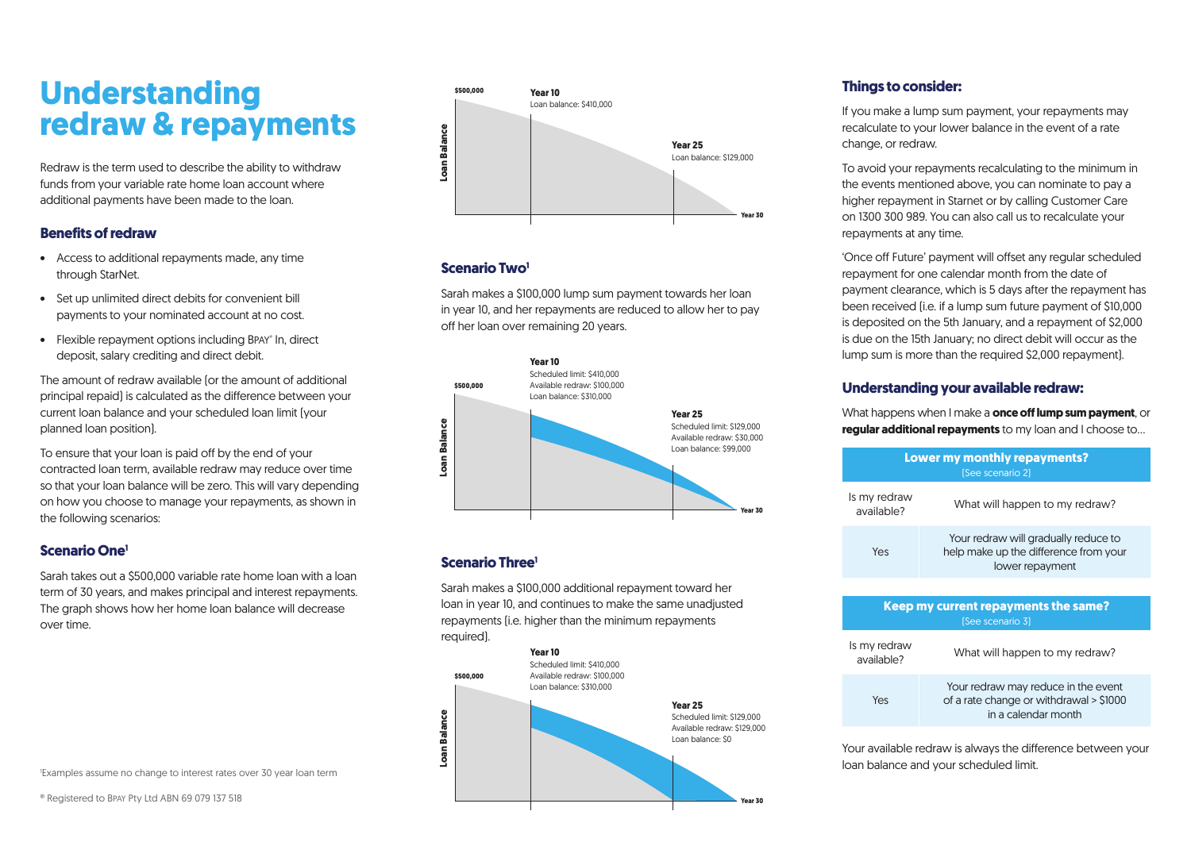# Understanding redraw & repayments

Redraw is the term used to describe the ability to withdraw funds from your variable rate home loan account where additional payments have been made to the loan.

### Benefits of redraw

- Access to additional repayments made, any time through StarNet.
- Set up unlimited direct debits for convenient bill payments to your nominated account at no cost.
- Flexible repayment options including BPAY® In, direct deposit, salary crediting and direct debit.

The amount of redraw available (or the amount of additional principal repaid) is calculated as the difference between your current loan balance and your scheduled loan limit (your planned loan position).

To ensure that your loan is paid off by the end of your contracted loan term, available redraw may reduce over time so that your loan balance will be zero. This will vary depending on how you choose to manage your repayments, as shown in the following scenarios:

### Scenario One[1]

Sarah takes out a $500,000 variable rate home loan with a loan term of 30 years, and makes principal and interest repayments. The graph shows how her home loan balance will decrease over time.

$500,000

Loan Balance

Year 10
Loan balance: $410,000

Year 25
Loan balance: $129,000

Year 30

### Scenario Two[1]

Sarah makes a $100,000 lump sum payment towards her loan in year 10, and her repayments are reduced to allow her to pay off her loan over remaining 20 years.

$500,000

Loan Balance

Year 10
Scheduled limit: $410,000
Available redraw: $100,000
Loan balance: $310,000

Year 25
Scheduled limit: $129,000
Available redraw: $30,000
Loan balance: $99,000

Year 30

### Scenario Three[1]

Sarah makes a $100,000 additional repayment toward her loan in year 10, and continues to make the same unadjusted repayments (i.e. higher than the minimum repayments required).

$500,000

Loan Balance

Year 10
Scheduled limit: $410,000
Available redraw: $100,000
Loan balance: $310,000

Year 25
Scheduled limit: $129,000
Available redraw: $129,000
Loan balance: $0

Year 30

### Things to consider:

If you make a lump sum payment, your repayments may recalculate to your lower balance in the event of a rate change, or redraw.

To avoid your repayments recalculating to the minimum in the events mentioned above, you can nominate to pay a higher repayment in Starnet or by calling Customer Care on 1300 300 989. You can also call us to recalculate your repayments at any time.

'Once off Future' payment will offset any regular scheduled repayment for one calendar month from the date of payment clearance, which is 5 days after the repayment has been received (i.e. if a lump sum future payment of $10,000 is deposited on the 5th January, and a repayment of $2,000 is due on the 15th January; no direct debit will occur as the lump sum is more than the required $2,000 repayment).

### Understanding your available redraw:

What happens when I make a **once off lump sum payment**, or **regular additional repayments** to my loan and I choose to...

| Lower my monthly repayments? (See scenario 2) | |
|---|---|
| Is my redraw available? | What will happen to my redraw? |
| Yes | Your redraw will gradually reduce to help make up the difference from your lower repayment |

| Keep my current repayments the same? (See scenario 3) | |
|---|---|
| Is my redraw available? | What will happen to my redraw? |
| Yes | Your redraw may reduce in the event of a rate change or withdrawal > $1000 in a calendar month |

Your available redraw is always the difference between your loan balance and your scheduled limit.

[1]Examples assume no change to interest rates over 30 year loan term

® Registered to BPAY Pty Ltd ABN 69 079 137 518